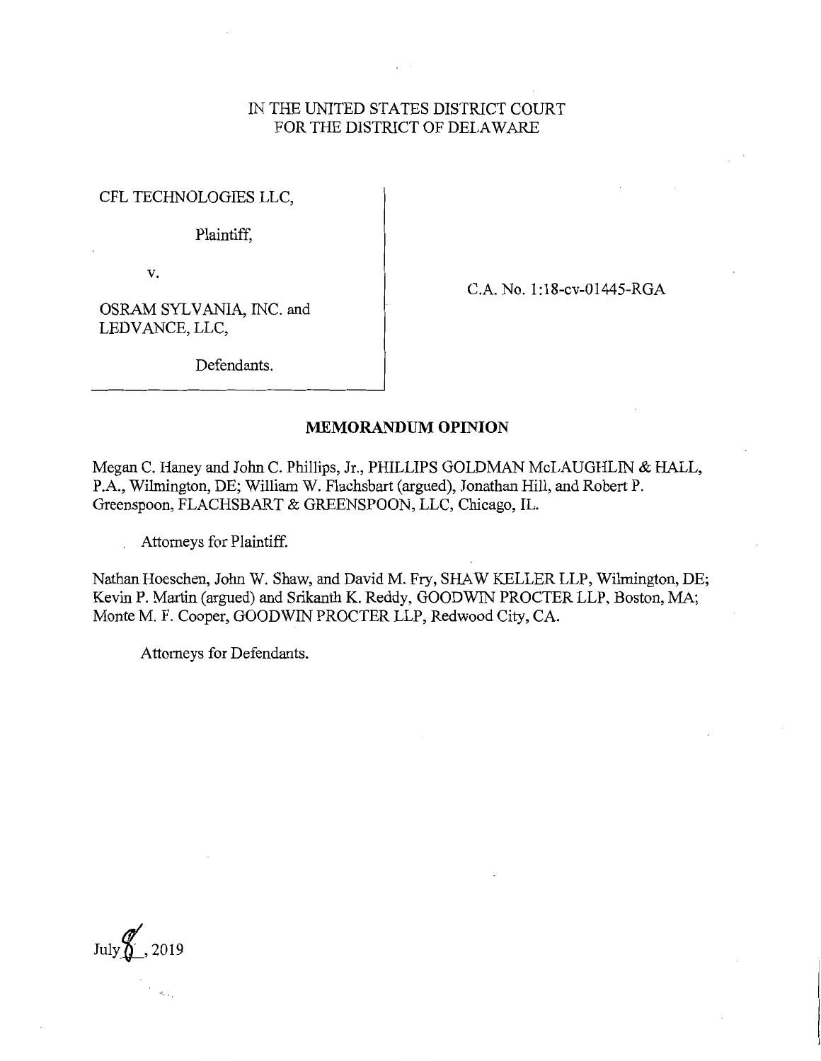IN THE UNITED STATES DISTRICT COURT
FOR THE DISTRICT OF DELAWARE

CFL TECHNOLOGIES LLC,

Plaintiff,

v.

OSRAM SYLVANIA, INC. and LEDVANCE, LLC,

Defendants.

C.A. No. 1:18-cv-01445-RGA

## MEMORANDUM OPINION

Megan C. Haney and John C. Phillips, Jr., PHILLIPS GOLDMAN McLAUGHLIN & HALL, P.A., Wilmington, DE; William W. Flachsbart (argued), Jonathan Hill, and Robert P. Greenspoon, FLACHSBART & GREENSPOON, LLC, Chicago, IL.

Attorneys for Plaintiff.

Nathan Hoeschen, John W. Shaw, and David M. Fry, SHAW KELLER LLP, Wilmington, DE; Kevin P. Martin (argued) and Srikanth K. Reddy, GOODWIN PROCTER LLP, Boston, MA; Monte M. F. Cooper, GOODWIN PROCTER LLP, Redwood City, CA.

Attorneys for Defendants.

July 8, 2019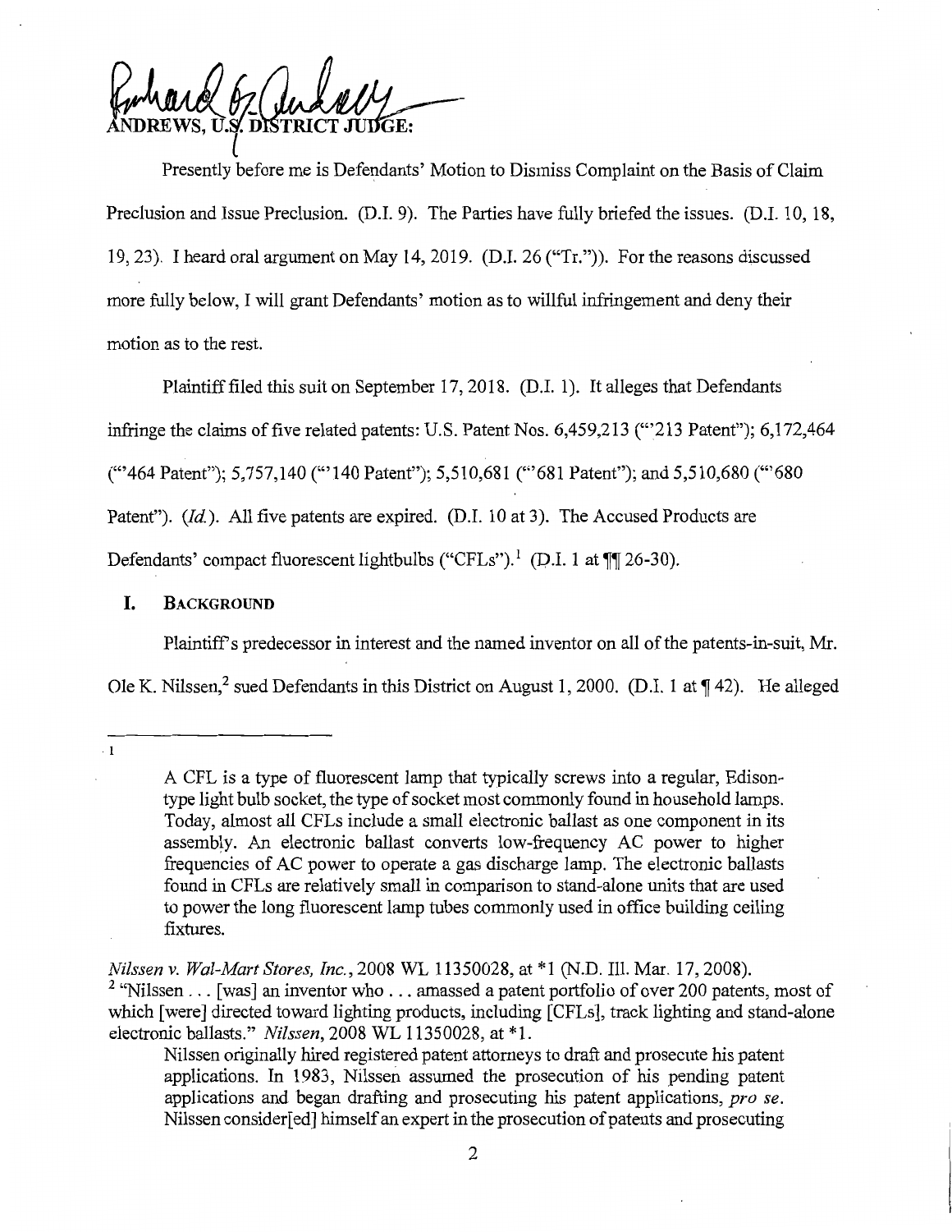ANDREWS, U.S. DISTRICT JUDGE:

Presently before me is Defendants' Motion to Dismiss Complaint on the Basis of Claim Preclusion and Issue Preclusion. (D.I. 9). The Parties have fully briefed the issues. (D.I. 10, 18, 19, 23). I heard oral argument on May 14, 2019. (D.I. 26 ("Tr.")). For the reasons discussed more fully below, I will grant Defendants' motion as to willful infringement and deny their motion as to the rest.

Plaintiff filed this suit on September 17, 2018. (D.I. 1). It alleges that Defendants infringe the claims of five related patents: U.S. Patent Nos. 6,459,213 ("'213 Patent"); 6,172,464 ("'464 Patent"); 5,757,140 ("'140 Patent"); 5,510,681 ("'681 Patent"); and 5,510,680 ("'680 Patent"). (*Id.*). All five patents are expired. (D.I. 10 at 3). The Accused Products are Defendants' compact fluorescent lightbulbs ("CFLs").[1] (D.I. 1 at ¶¶ 26-30).

## I. BACKGROUND

Plaintiff's predecessor in interest and the named inventor on all of the patents-in-suit, Mr. Ole K. Nilssen,[2] sued Defendants in this District on August 1, 2000. (D.I. 1 at ¶ 42). He alleged

---

1

> A CFL is a type of fluorescent lamp that typically screws into a regular, Edison-type light bulb socket, the type of socket most commonly found in household lamps. Today, almost all CFLs include a small electronic ballast as one component in its assembly. An electronic ballast converts low-frequency AC power to higher frequencies of AC power to operate a gas discharge lamp. The electronic ballasts found in CFLs are relatively small in comparison to stand-alone units that are used to power the long fluorescent lamp tubes commonly used in office building ceiling fixtures.

*Nilssen v. Wal-Mart Stores, Inc.*, 2008 WL 11350028, at *1 (N.D. Ill. Mar. 17, 2008).

2 "Nilssen . . . [was] an inventor who . . . amassed a patent portfolio of over 200 patents, most of which [were] directed toward lighting products, including [CFLs], track lighting and stand-alone electronic ballasts." *Nilssen*, 2008 WL 11350028, at *1.

> Nilssen originally hired registered patent attorneys to draft and prosecute his patent applications. In 1983, Nilssen assumed the prosecution of his pending patent applications and began drafting and prosecuting his patent applications, *pro se*. Nilssen consider[ed] himself an expert in the prosecution of patents and prosecuting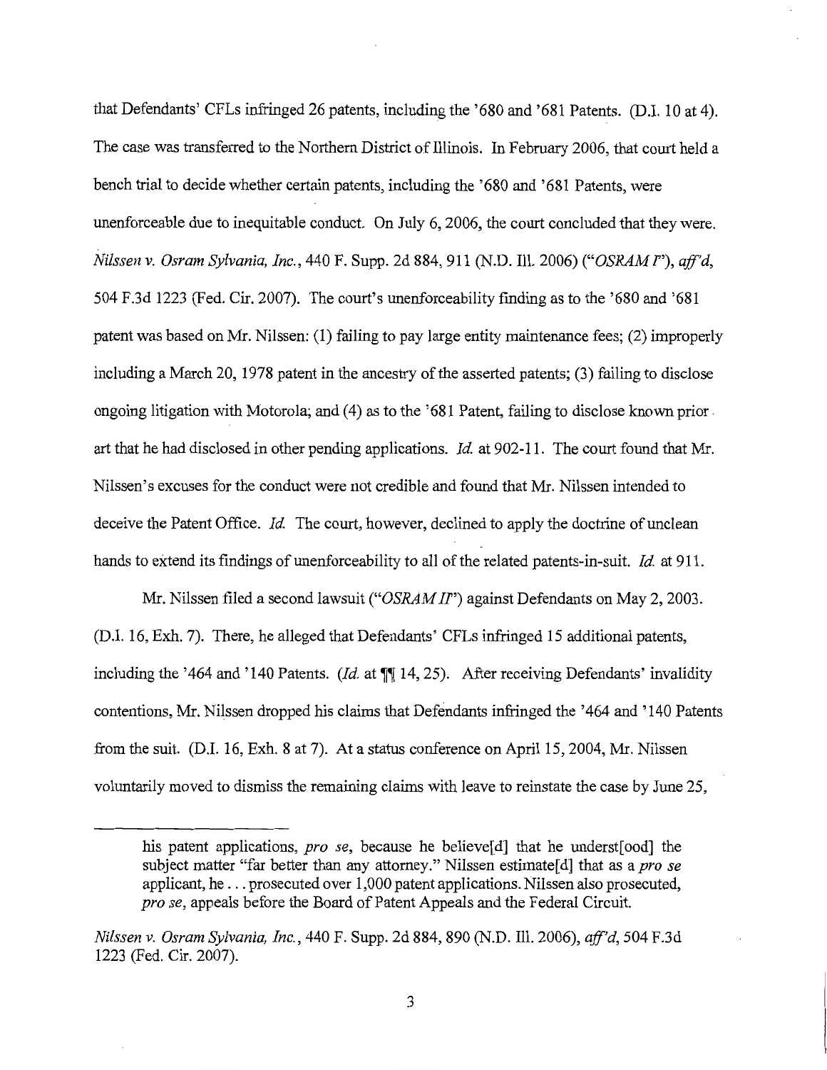that Defendants' CFLs infringed 26 patents, including the '680 and '681 Patents. (D.I. 10 at 4). The case was transferred to the Northern District of Illinois. In February 2006, that court held a bench trial to decide whether certain patents, including the '680 and '681 Patents, were unenforceable due to inequitable conduct. On July 6, 2006, the court concluded that they were. *Nilssen v. Osram Sylvania, Inc.*, 440 F. Supp. 2d 884, 911 (N.D. Ill. 2006) ("*OSRAM I*"), *aff'd*, 504 F.3d 1223 (Fed. Cir. 2007). The court's unenforceability finding as to the '680 and '681 patent was based on Mr. Nilssen: (1) failing to pay large entity maintenance fees; (2) improperly including a March 20, 1978 patent in the ancestry of the asserted patents; (3) failing to disclose ongoing litigation with Motorola; and (4) as to the '681 Patent, failing to disclose known prior art that he had disclosed in other pending applications. *Id.* at 902-11. The court found that Mr. Nilssen's excuses for the conduct were not credible and found that Mr. Nilssen intended to deceive the Patent Office. *Id.* The court, however, declined to apply the doctrine of unclean hands to extend its findings of unenforceability to all of the related patents-in-suit. *Id.* at 911.

Mr. Nilssen filed a second lawsuit ("*OSRAM II*") against Defendants on May 2, 2003. (D.I. 16, Exh. 7). There, he alleged that Defendants' CFLs infringed 15 additional patents, including the '464 and '140 Patents. (*Id.* at ¶¶ 14, 25). After receiving Defendants' invalidity contentions, Mr. Nilssen dropped his claims that Defendants infringed the '464 and '140 Patents from the suit. (D.I. 16, Exh. 8 at 7). At a status conference on April 15, 2004, Mr. Nilssen voluntarily moved to dismiss the remaining claims with leave to reinstate the case by June 25,

---

> his patent applications, *pro se*, because he believe[d] that he underst[ood] the subject matter "far better than any attorney." Nilssen estimate[d] that as a *pro se* applicant, he . . . prosecuted over 1,000 patent applications. Nilssen also prosecuted, *pro se*, appeals before the Board of Patent Appeals and the Federal Circuit.

*Nilssen v. Osram Sylvania, Inc.*, 440 F. Supp. 2d 884, 890 (N.D. Ill. 2006), *aff'd*, 504 F.3d 1223 (Fed. Cir. 2007).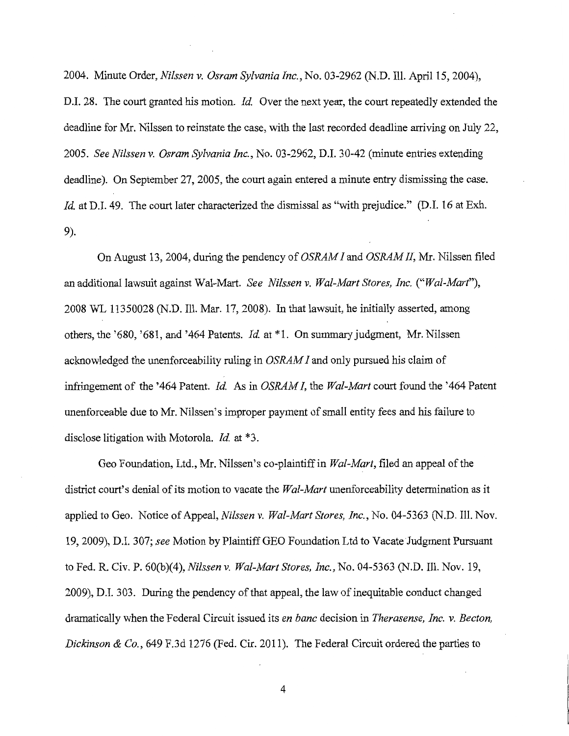2004. Minute Order, *Nilssen v. Osram Sylvania Inc.*, No. 03-2962 (N.D. Ill. April 15, 2004), D.I. 28. The court granted his motion. *Id.* Over the next year, the court repeatedly extended the deadline for Mr. Nilssen to reinstate the case, with the last recorded deadline arriving on July 22, 2005. *See Nilssen v. Osram Sylvania Inc.*, No. 03-2962, D.I. 30-42 (minute entries extending deadline). On September 27, 2005, the court again entered a minute entry dismissing the case. *Id.* at D.I. 49. The court later characterized the dismissal as "with prejudice." (D.I. 16 at Exh. 9).

On August 13, 2004, during the pendency of *OSRAM I* and *OSRAM II*, Mr. Nilssen filed an additional lawsuit against Wal-Mart. *See Nilssen v. Wal-Mart Stores, Inc.* ("*Wal-Mart*"), 2008 WL 11350028 (N.D. Ill. Mar. 17, 2008). In that lawsuit, he initially asserted, among others, the '680, '681, and '464 Patents. *Id.* at *1. On summary judgment, Mr. Nilssen acknowledged the unenforceability ruling in *OSRAM I* and only pursued his claim of infringement of the '464 Patent. *Id.* As in *OSRAM I*, the *Wal-Mart* court found the '464 Patent unenforceable due to Mr. Nilssen's improper payment of small entity fees and his failure to disclose litigation with Motorola. *Id.* at *3.

Geo Foundation, Ltd., Mr. Nilssen's co-plaintiff in *Wal-Mart*, filed an appeal of the district court's denial of its motion to vacate the *Wal-Mart* unenforceability determination as it applied to Geo. Notice of Appeal, *Nilssen v. Wal-Mart Stores, Inc.*, No. 04-5363 (N.D. Ill. Nov. 19, 2009), D.I. 307; *see* Motion by Plaintiff GEO Foundation Ltd to Vacate Judgment Pursuant to Fed. R. Civ. P. 60(b)(4), *Nilssen v. Wal-Mart Stores, Inc.*, No. 04-5363 (N.D. Ill. Nov. 19, 2009), D.I. 303. During the pendency of that appeal, the law of inequitable conduct changed dramatically when the Federal Circuit issued its *en banc* decision in *Therasense, Inc. v. Becton, Dickinson & Co.*, 649 F.3d 1276 (Fed. Cir. 2011). The Federal Circuit ordered the parties to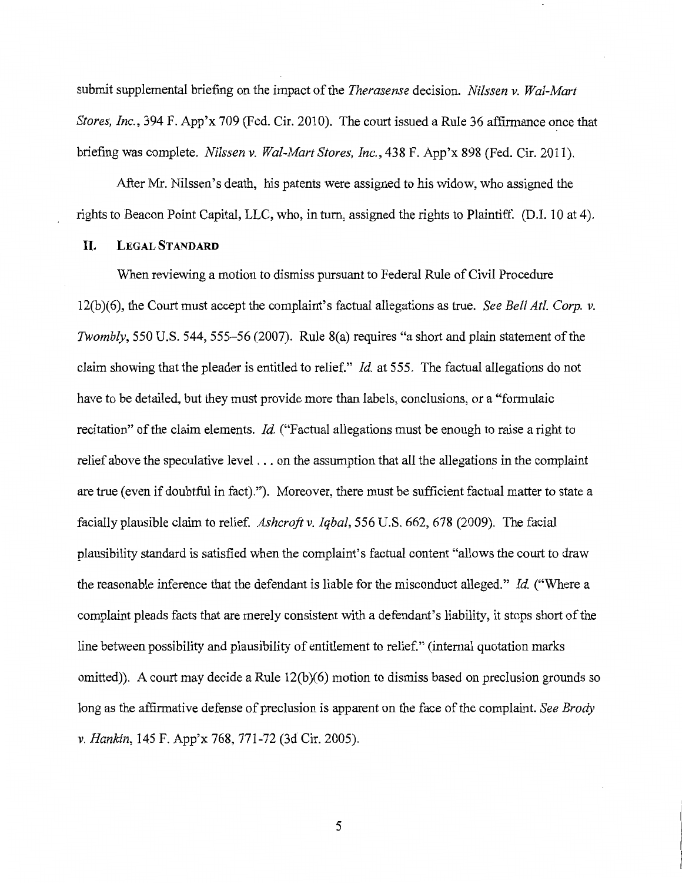submit supplemental briefing on the impact of the *Therasense* decision. *Nilssen v. Wal-Mart Stores, Inc.*, 394 F. App'x 709 (Fed. Cir. 2010). The court issued a Rule 36 affirmance once that briefing was complete. *Nilssen v. Wal-Mart Stores, Inc.*, 438 F. App'x 898 (Fed. Cir. 2011).

After Mr. Nilssen's death, his patents were assigned to his widow, who assigned the rights to Beacon Point Capital, LLC, who, in turn, assigned the rights to Plaintiff. (D.I. 10 at 4).

## II. LEGAL STANDARD

When reviewing a motion to dismiss pursuant to Federal Rule of Civil Procedure 12(b)(6), the Court must accept the complaint's factual allegations as true. *See Bell Atl. Corp. v. Twombly*, 550 U.S. 544, 555–56 (2007). Rule 8(a) requires "a short and plain statement of the claim showing that the pleader is entitled to relief." *Id.* at 555. The factual allegations do not have to be detailed, but they must provide more than labels, conclusions, or a "formulaic recitation" of the claim elements. *Id.* ("Factual allegations must be enough to raise a right to relief above the speculative level . . . on the assumption that all the allegations in the complaint are true (even if doubtful in fact)."). Moreover, there must be sufficient factual matter to state a facially plausible claim to relief. *Ashcroft v. Iqbal*, 556 U.S. 662, 678 (2009). The facial plausibility standard is satisfied when the complaint's factual content "allows the court to draw the reasonable inference that the defendant is liable for the misconduct alleged." *Id.* ("Where a complaint pleads facts that are merely consistent with a defendant's liability, it stops short of the line between possibility and plausibility of entitlement to relief." (internal quotation marks omitted)). A court may decide a Rule 12(b)(6) motion to dismiss based on preclusion grounds so long as the affirmative defense of preclusion is apparent on the face of the complaint. *See Brody v. Hankin*, 145 F. App'x 768, 771-72 (3d Cir. 2005).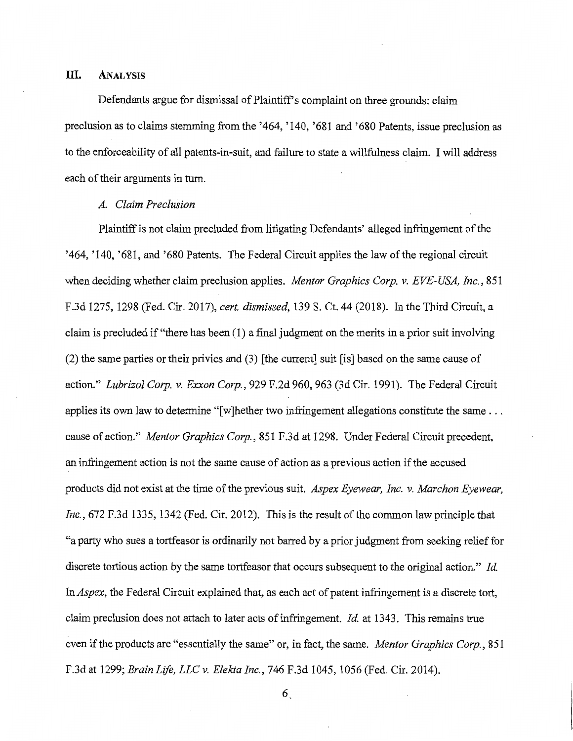## III. ANALYSIS

Defendants argue for dismissal of Plaintiff's complaint on three grounds: claim preclusion as to claims stemming from the '464, '140, '681 and '680 Patents, issue preclusion as to the enforceability of all patents-in-suit, and failure to state a willfulness claim. I will address each of their arguments in turn.

### *A. Claim Preclusion*

Plaintiff is not claim precluded from litigating Defendants' alleged infringement of the '464, '140, '681, and '680 Patents. The Federal Circuit applies the law of the regional circuit when deciding whether claim preclusion applies. *Mentor Graphics Corp. v. EVE-USA, Inc.*, 851 F.3d 1275, 1298 (Fed. Cir. 2017), *cert. dismissed*, 139 S. Ct. 44 (2018). In the Third Circuit, a claim is precluded if "there has been (1) a final judgment on the merits in a prior suit involving (2) the same parties or their privies and (3) [the current] suit [is] based on the same cause of action." *Lubrizol Corp. v. Exxon Corp.*, 929 F.2d 960, 963 (3d Cir. 1991). The Federal Circuit applies its own law to determine "[w]hether two infringement allegations constitute the same . . . cause of action." *Mentor Graphics Corp.*, 851 F.3d at 1298. Under Federal Circuit precedent, an infringement action is not the same cause of action as a previous action if the accused products did not exist at the time of the previous suit. *Aspex Eyewear, Inc. v. Marchon Eyewear, Inc.*, 672 F.3d 1335, 1342 (Fed. Cir. 2012). This is the result of the common law principle that "a party who sues a tortfeasor is ordinarily not barred by a prior judgment from seeking relief for discrete tortious action by the same tortfeasor that occurs subsequent to the original action." *Id.* In *Aspex*, the Federal Circuit explained that, as each act of patent infringement is a discrete tort, claim preclusion does not attach to later acts of infringement. *Id.* at 1343. This remains true even if the products are "essentially the same" or, in fact, the same. *Mentor Graphics Corp.*, 851 F.3d at 1299; *Brain Life, LLC v. Elekta Inc.*, 746 F.3d 1045, 1056 (Fed. Cir. 2014).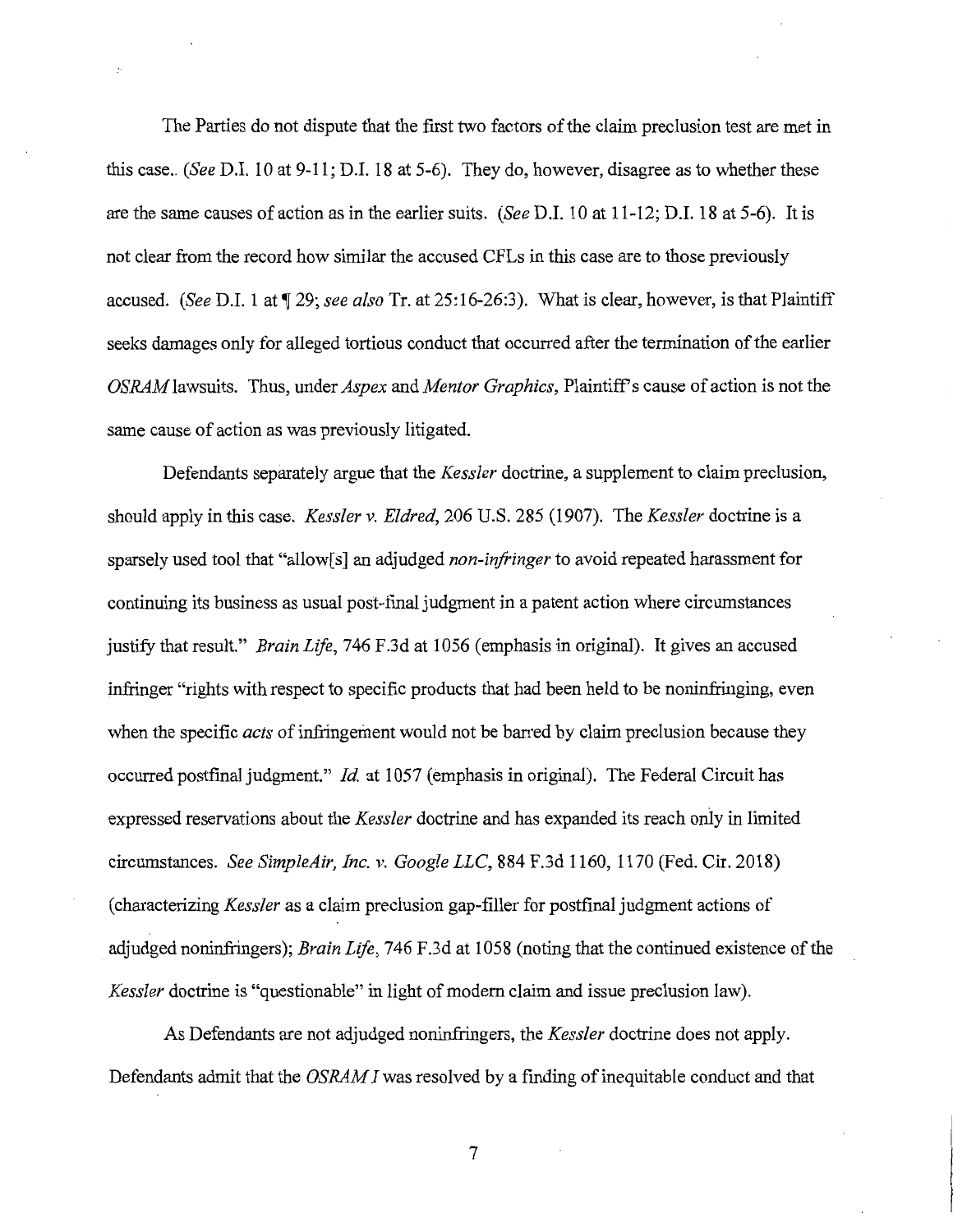The Parties do not dispute that the first two factors of the claim preclusion test are met in this case.. (*See* D.I. 10 at 9-11; D.I. 18 at 5-6). They do, however, disagree as to whether these are the same causes of action as in the earlier suits. (*See* D.I. 10 at 11-12; D.I. 18 at 5-6). It is not clear from the record how similar the accused CFLs in this case are to those previously accused. (*See* D.I. 1 at ¶ 29; *see also* Tr. at 25:16-26:3). What is clear, however, is that Plaintiff seeks damages only for alleged tortious conduct that occurred after the termination of the earlier *OSRAM* lawsuits. Thus, under *Aspex* and *Mentor Graphics*, Plaintiff's cause of action is not the same cause of action as was previously litigated.

Defendants separately argue that the *Kessler* doctrine, a supplement to claim preclusion, should apply in this case. *Kessler v. Eldred*, 206 U.S. 285 (1907). The *Kessler* doctrine is a sparsely used tool that "allow[s] an adjudged *non-infringer* to avoid repeated harassment for continuing its business as usual post-final judgment in a patent action where circumstances justify that result." *Brain Life*, 746 F.3d at 1056 (emphasis in original). It gives an accused infringer "rights with respect to specific products that had been held to be noninfringing, even when the specific *acts* of infringement would not be barred by claim preclusion because they occurred postfinal judgment." *Id.* at 1057 (emphasis in original). The Federal Circuit has expressed reservations about the *Kessler* doctrine and has expanded its reach only in limited circumstances. *See SimpleAir, Inc. v. Google LLC*, 884 F.3d 1160, 1170 (Fed. Cir. 2018) (characterizing *Kessler* as a claim preclusion gap-filler for postfinal judgment actions of adjudged noninfringers); *Brain Life*, 746 F.3d at 1058 (noting that the continued existence of the *Kessler* doctrine is "questionable" in light of modern claim and issue preclusion law).

As Defendants are not adjudged noninfringers, the *Kessler* doctrine does not apply. Defendants admit that the *OSRAM I* was resolved by a finding of inequitable conduct and that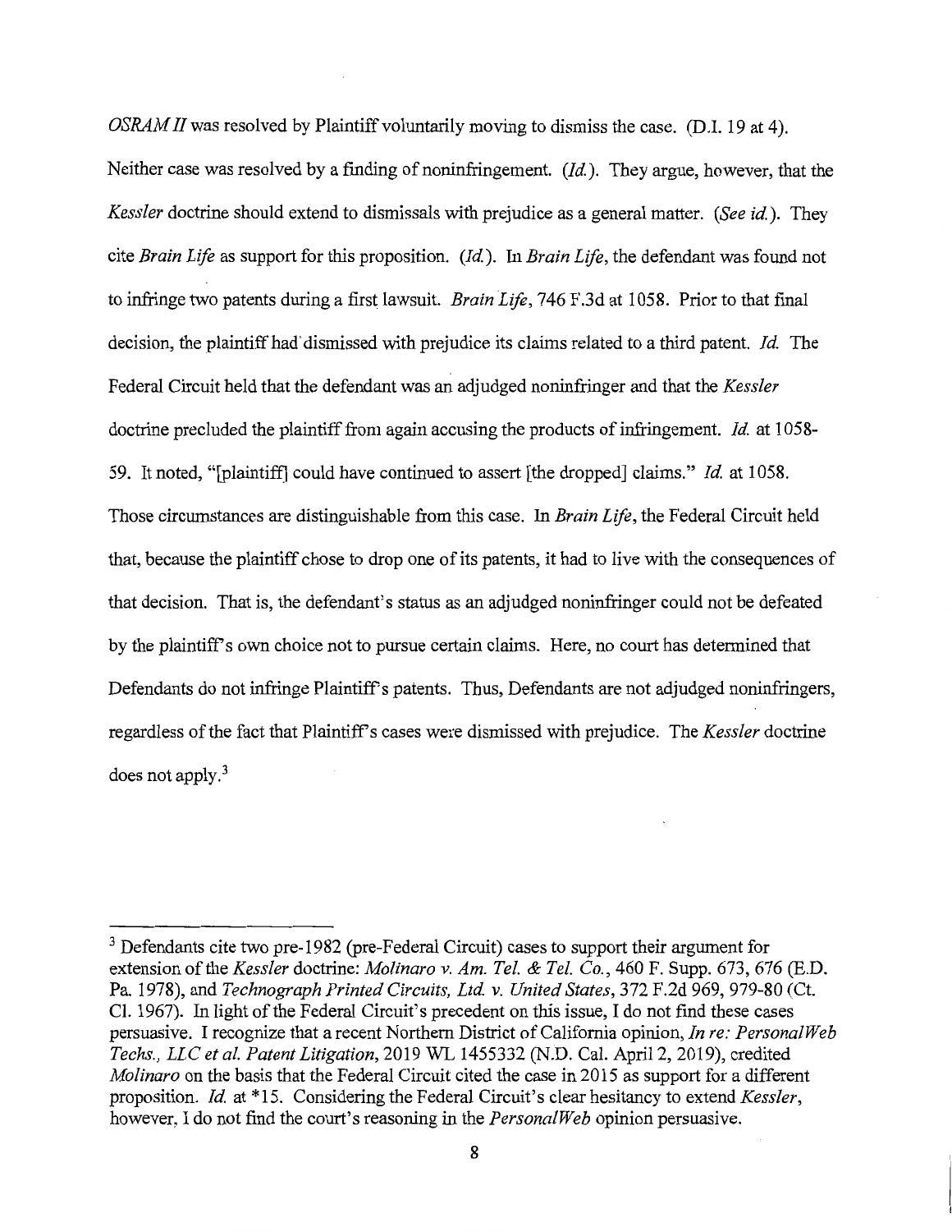*OSRAM II* was resolved by Plaintiff voluntarily moving to dismiss the case. (D.I. 19 at 4). Neither case was resolved by a finding of noninfringement. (*Id.*). They argue, however, that the *Kessler* doctrine should extend to dismissals with prejudice as a general matter. (*See id.*). They cite *Brain Life* as support for this proposition. (*Id.*). In *Brain Life*, the defendant was found not to infringe two patents during a first lawsuit. *Brain Life*, 746 F.3d at 1058. Prior to that final decision, the plaintiff had dismissed with prejudice its claims related to a third patent. *Id.* The Federal Circuit held that the defendant was an adjudged noninfringer and that the *Kessler* doctrine precluded the plaintiff from again accusing the products of infringement. *Id.* at 1058-59. It noted, "[plaintiff] could have continued to assert [the dropped] claims." *Id.* at 1058. Those circumstances are distinguishable from this case. In *Brain Life*, the Federal Circuit held that, because the plaintiff chose to drop one of its patents, it had to live with the consequences of that decision. That is, the defendant's status as an adjudged noninfringer could not be defeated by the plaintiff's own choice not to pursue certain claims. Here, no court has determined that Defendants do not infringe Plaintiff's patents. Thus, Defendants are not adjudged noninfringers, regardless of the fact that Plaintiff's cases were dismissed with prejudice. The *Kessler* doctrine does not apply.[3]

---

[3] Defendants cite two pre-1982 (pre-Federal Circuit) cases to support their argument for extension of the *Kessler* doctrine: *Molinaro v. Am. Tel. & Tel. Co.*, 460 F. Supp. 673, 676 (E.D. Pa. 1978), and *Technograph Printed Circuits, Ltd. v. United States*, 372 F.2d 969, 979-80 (Ct. Cl. 1967). In light of the Federal Circuit's precedent on this issue, I do not find these cases persuasive. I recognize that a recent Northern District of California opinion, *In re: PersonalWeb Techs., LLC et al. Patent Litigation*, 2019 WL 1455332 (N.D. Cal. April 2, 2019), credited *Molinaro* on the basis that the Federal Circuit cited the case in 2015 as support for a different proposition. *Id.* at *15. Considering the Federal Circuit's clear hesitancy to extend *Kessler*, however, I do not find the court's reasoning in the *PersonalWeb* opinion persuasive.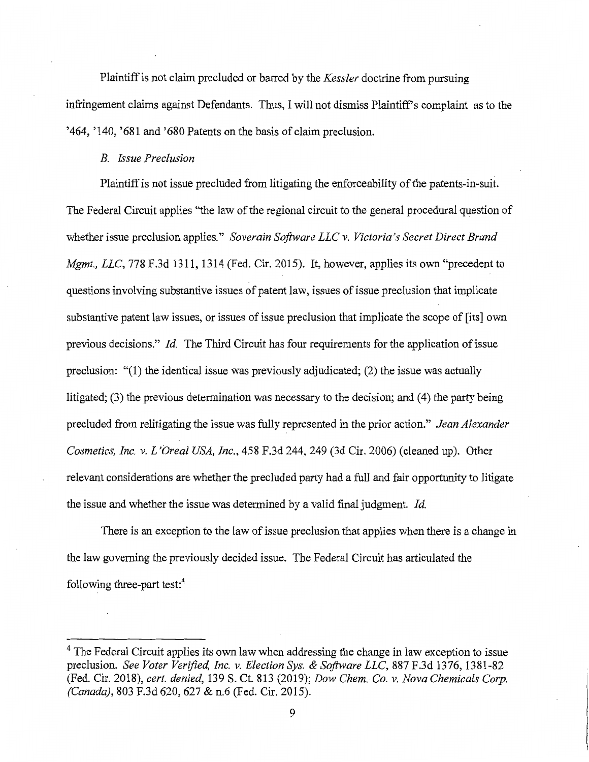Plaintiff is not claim precluded or barred by the *Kessler* doctrine from pursuing infringement claims against Defendants. Thus, I will not dismiss Plaintiff's complaint as to the '464, '140, '681 and '680 Patents on the basis of claim preclusion.

### *B. Issue Preclusion*

Plaintiff is not issue precluded from litigating the enforceability of the patents-in-suit. The Federal Circuit applies "the law of the regional circuit to the general procedural question of whether issue preclusion applies." *Soverain Software LLC v. Victoria's Secret Direct Brand Mgmt., LLC*, 778 F.3d 1311, 1314 (Fed. Cir. 2015). It, however, applies its own "precedent to questions involving substantive issues of patent law, issues of issue preclusion that implicate substantive patent law issues, or issues of issue preclusion that implicate the scope of [its] own previous decisions." *Id.* The Third Circuit has four requirements for the application of issue preclusion: "(1) the identical issue was previously adjudicated; (2) the issue was actually litigated; (3) the previous determination was necessary to the decision; and (4) the party being precluded from relitigating the issue was fully represented in the prior action." *Jean Alexander Cosmetics, Inc. v. L'Oreal USA, Inc.*, 458 F.3d 244, 249 (3d Cir. 2006) (cleaned up). Other relevant considerations are whether the precluded party had a full and fair opportunity to litigate the issue and whether the issue was determined by a valid final judgment. *Id.*

There is an exception to the law of issue preclusion that applies when there is a change in the law governing the previously decided issue. The Federal Circuit has articulated the following three-part test:[4]

[4] The Federal Circuit applies its own law when addressing the change in law exception to issue preclusion. *See Voter Verified, Inc. v. Election Sys. & Software LLC*, 887 F.3d 1376, 1381-82 (Fed. Cir. 2018), *cert. denied*, 139 S. Ct. 813 (2019); *Dow Chem. Co. v. Nova Chemicals Corp. (Canada)*, 803 F.3d 620, 627 & n.6 (Fed. Cir. 2015).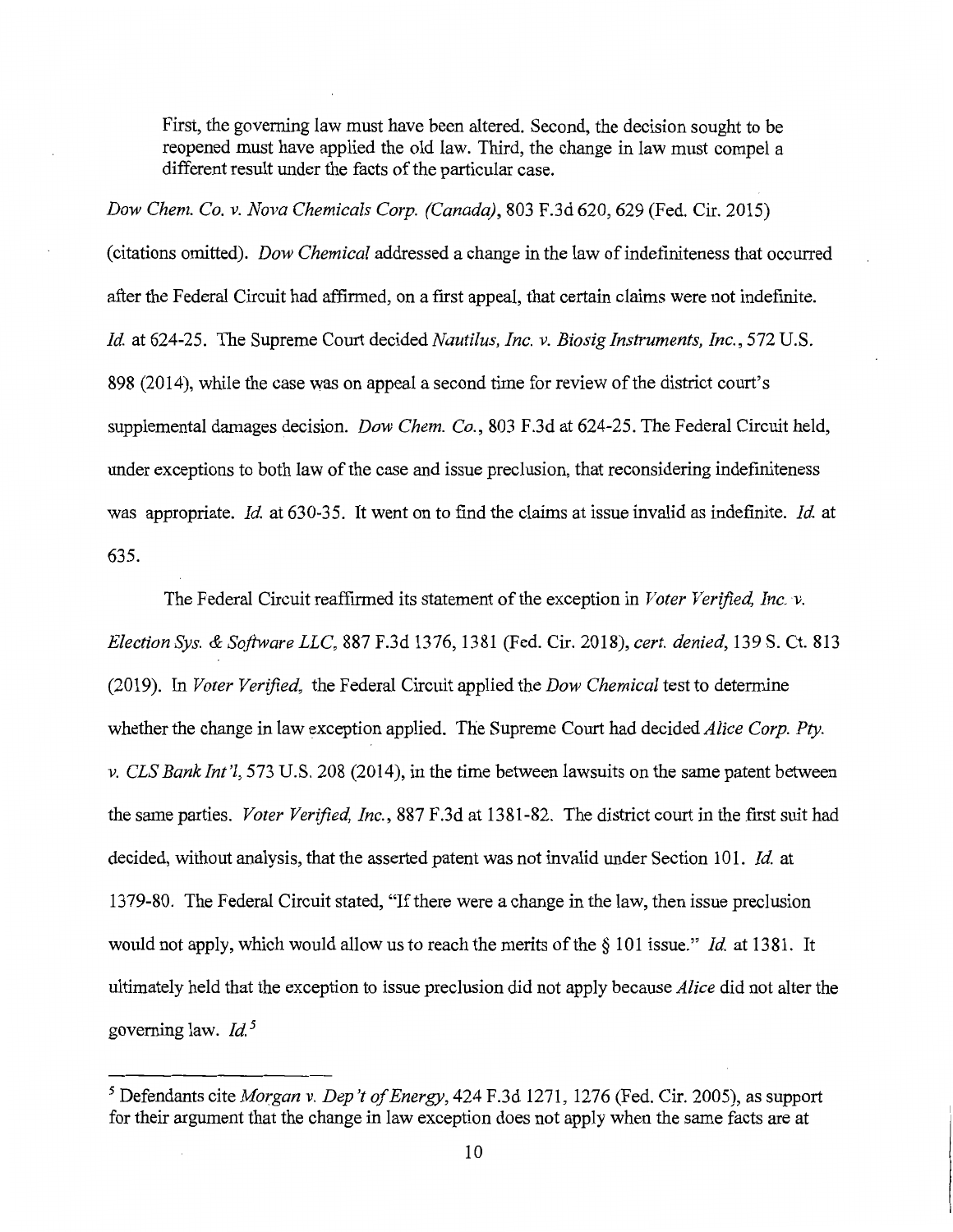> First, the governing law must have been altered. Second, the decision sought to be reopened must have applied the old law. Third, the change in law must compel a different result under the facts of the particular case.

*Dow Chem. Co. v. Nova Chemicals Corp. (Canada)*, 803 F.3d 620, 629 (Fed. Cir. 2015) (citations omitted). *Dow Chemical* addressed a change in the law of indefiniteness that occurred after the Federal Circuit had affirmed, on a first appeal, that certain claims were not indefinite. *Id.* at 624-25. The Supreme Court decided *Nautilus, Inc. v. Biosig Instruments, Inc.*, 572 U.S. 898 (2014), while the case was on appeal a second time for review of the district court's supplemental damages decision. *Dow Chem. Co.*, 803 F.3d at 624-25. The Federal Circuit held, under exceptions to both law of the case and issue preclusion, that reconsidering indefiniteness was appropriate. *Id.* at 630-35. It went on to find the claims at issue invalid as indefinite. *Id.* at 635.

The Federal Circuit reaffirmed its statement of the exception in *Voter Verified, Inc. v. Election Sys. & Software LLC*, 887 F.3d 1376, 1381 (Fed. Cir. 2018), *cert. denied*, 139 S. Ct. 813 (2019). In *Voter Verified*, the Federal Circuit applied the *Dow Chemical* test to determine whether the change in law exception applied. The Supreme Court had decided *Alice Corp. Pty. v. CLS Bank Int'l*, 573 U.S. 208 (2014), in the time between lawsuits on the same patent between the same parties. *Voter Verified, Inc.*, 887 F.3d at 1381-82. The district court in the first suit had decided, without analysis, that the asserted patent was not invalid under Section 101. *Id.* at 1379-80. The Federal Circuit stated, "If there were a change in the law, then issue preclusion would not apply, which would allow us to reach the merits of the § 101 issue." *Id.* at 1381. It ultimately held that the exception to issue preclusion did not apply because *Alice* did not alter the governing law. *Id.*[5]

---

[5] Defendants cite *Morgan v. Dep't of Energy*, 424 F.3d 1271, 1276 (Fed. Cir. 2005), as support for their argument that the change in law exception does not apply when the same facts are at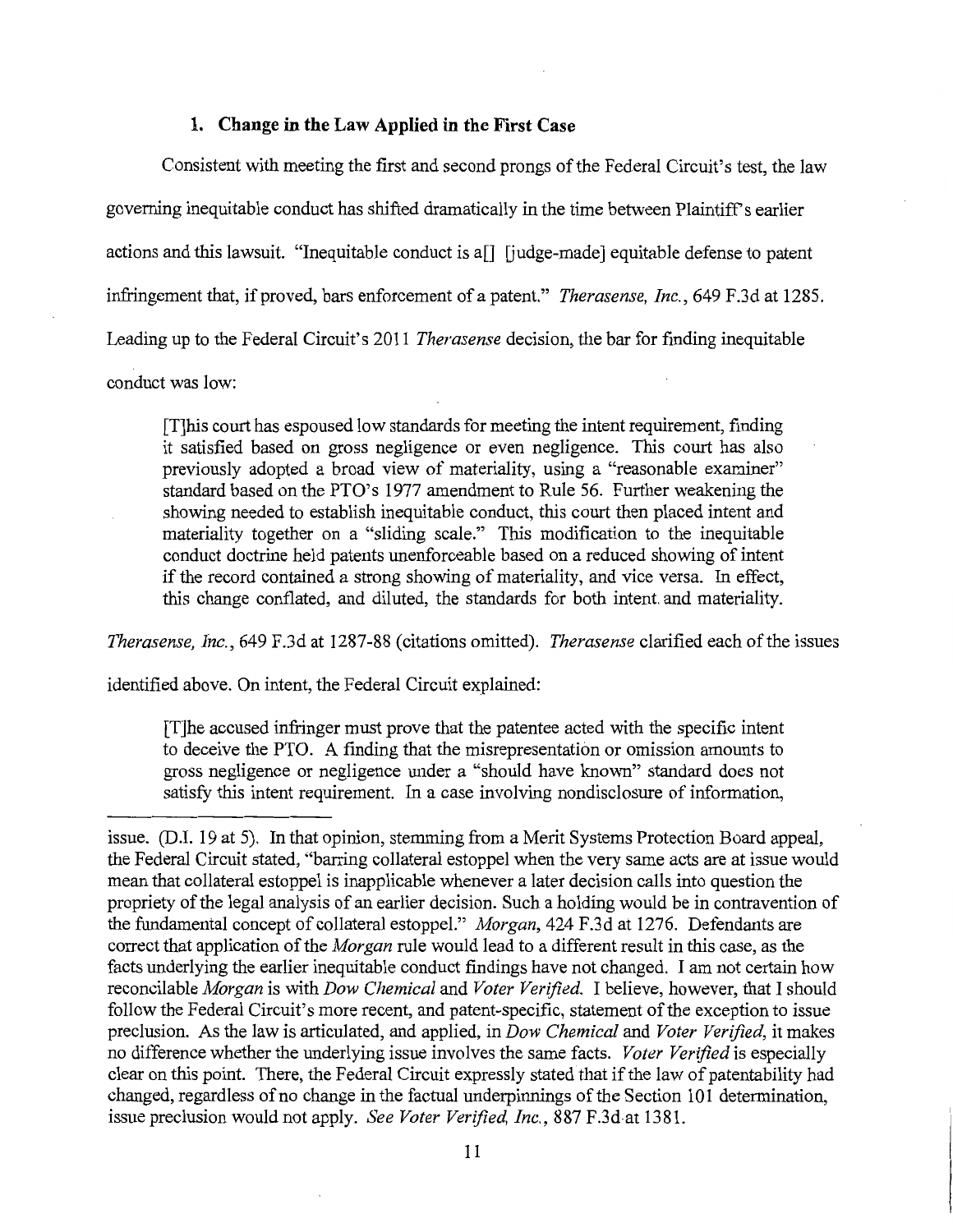### 1. Change in the Law Applied in the First Case

Consistent with meeting the first and second prongs of the Federal Circuit's test, the law governing inequitable conduct has shifted dramatically in the time between Plaintiff's earlier actions and this lawsuit. "Inequitable conduct is a[] [judge-made] equitable defense to patent infringement that, if proved, bars enforcement of a patent." *Therasense, Inc.*, 649 F.3d at 1285. Leading up to the Federal Circuit's 2011 *Therasense* decision, the bar for finding inequitable conduct was low:

> [T]his court has espoused low standards for meeting the intent requirement, finding it satisfied based on gross negligence or even negligence. This court has also previously adopted a broad view of materiality, using a "reasonable examiner" standard based on the PTO's 1977 amendment to Rule 56. Further weakening the showing needed to establish inequitable conduct, this court then placed intent and materiality together on a "sliding scale." This modification to the inequitable conduct doctrine held patents unenforceable based on a reduced showing of intent if the record contained a strong showing of materiality, and vice versa. In effect, this change conflated, and diluted, the standards for both intent and materiality.

*Therasense, Inc.*, 649 F.3d at 1287-88 (citations omitted). *Therasense* clarified each of the issues identified above. On intent, the Federal Circuit explained:

> [T]he accused infringer must prove that the patentee acted with the specific intent to deceive the PTO. A finding that the misrepresentation or omission amounts to gross negligence or negligence under a "should have known" standard does not satisfy this intent requirement. In a case involving nondisclosure of information,

---

issue. (D.I. 19 at 5). In that opinion, stemming from a Merit Systems Protection Board appeal, the Federal Circuit stated, "barring collateral estoppel when the very same acts are at issue would mean that collateral estoppel is inapplicable whenever a later decision calls into question the propriety of the legal analysis of an earlier decision. Such a holding would be in contravention of the fundamental concept of collateral estoppel." *Morgan*, 424 F.3d at 1276. Defendants are correct that application of the *Morgan* rule would lead to a different result in this case, as the facts underlying the earlier inequitable conduct findings have not changed. I am not certain how reconcilable *Morgan* is with *Dow Chemical* and *Voter Verified.* I believe, however, that I should follow the Federal Circuit's more recent, and patent-specific, statement of the exception to issue preclusion. As the law is articulated, and applied, in *Dow Chemical* and *Voter Verified*, it makes no difference whether the underlying issue involves the same facts. *Voter Verified* is especially clear on this point. There, the Federal Circuit expressly stated that if the law of patentability had changed, regardless of no change in the factual underpinnings of the Section 101 determination, issue preclusion would not apply. *See Voter Verified, Inc.*, 887 F.3d at 1381.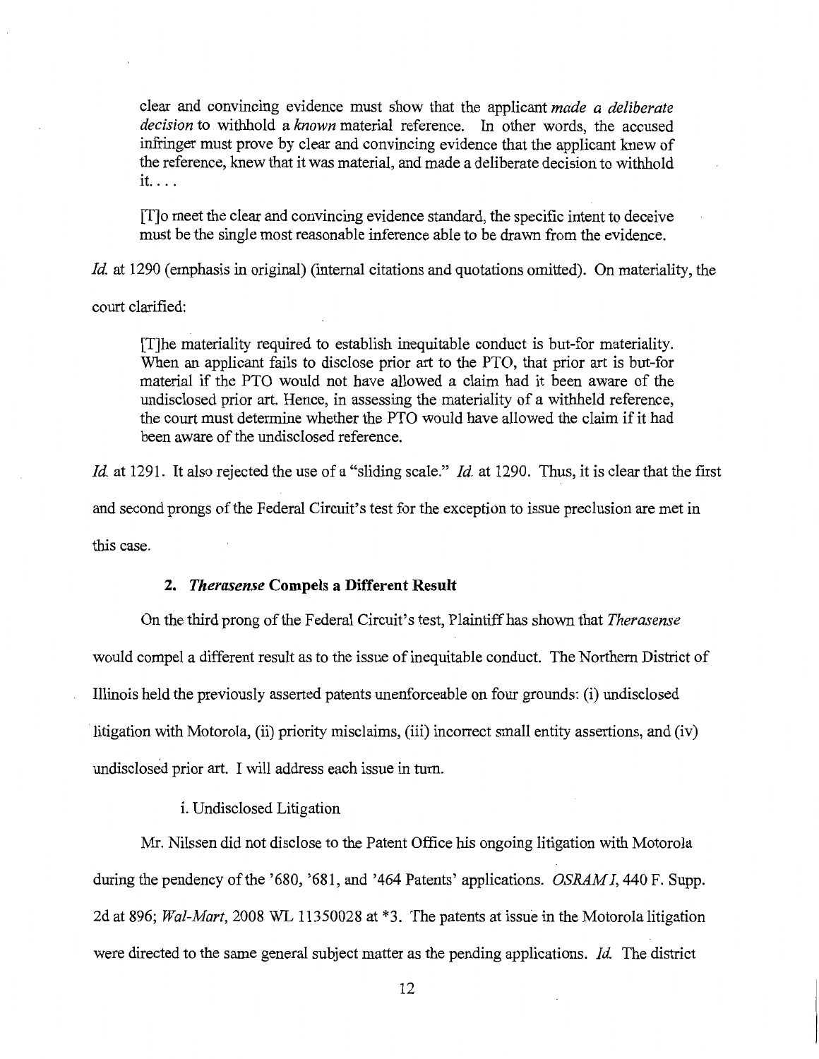clear and convincing evidence must show that the applicant *made a deliberate decision* to withhold a *known* material reference. In other words, the accused infringer must prove by clear and convincing evidence that the applicant knew of the reference, knew that it was material, and made a deliberate decision to withhold it. . . .

> [T]o meet the clear and convincing evidence standard, the specific intent to deceive must be the single most reasonable inference able to be drawn from the evidence.

*Id.* at 1290 (emphasis in original) (internal citations and quotations omitted). On materiality, the court clarified:

> [T]he materiality required to establish inequitable conduct is but-for materiality. When an applicant fails to disclose prior art to the PTO, that prior art is but-for material if the PTO would not have allowed a claim had it been aware of the undisclosed prior art. Hence, in assessing the materiality of a withheld reference, the court must determine whether the PTO would have allowed the claim if it had been aware of the undisclosed reference.

*Id.* at 1291. It also rejected the use of a "sliding scale." *Id.* at 1290. Thus, it is clear that the first and second prongs of the Federal Circuit's test for the exception to issue preclusion are met in this case.

### 2. *Therasense* Compels a Different Result

On the third prong of the Federal Circuit's test, Plaintiff has shown that *Therasense* would compel a different result as to the issue of inequitable conduct. The Northern District of Illinois held the previously asserted patents unenforceable on four grounds: (i) undisclosed litigation with Motorola, (ii) priority misclaims, (iii) incorrect small entity assertions, and (iv) undisclosed prior art. I will address each issue in turn.

i. Undisclosed Litigation

Mr. Nilssen did not disclose to the Patent Office his ongoing litigation with Motorola during the pendency of the '680, '681, and '464 Patents' applications. *OSRAM I*, 440 F. Supp. 2d at 896; *Wal-Mart*, 2008 WL 11350028 at \*3. The patents at issue in the Motorola litigation were directed to the same general subject matter as the pending applications. *Id.* The district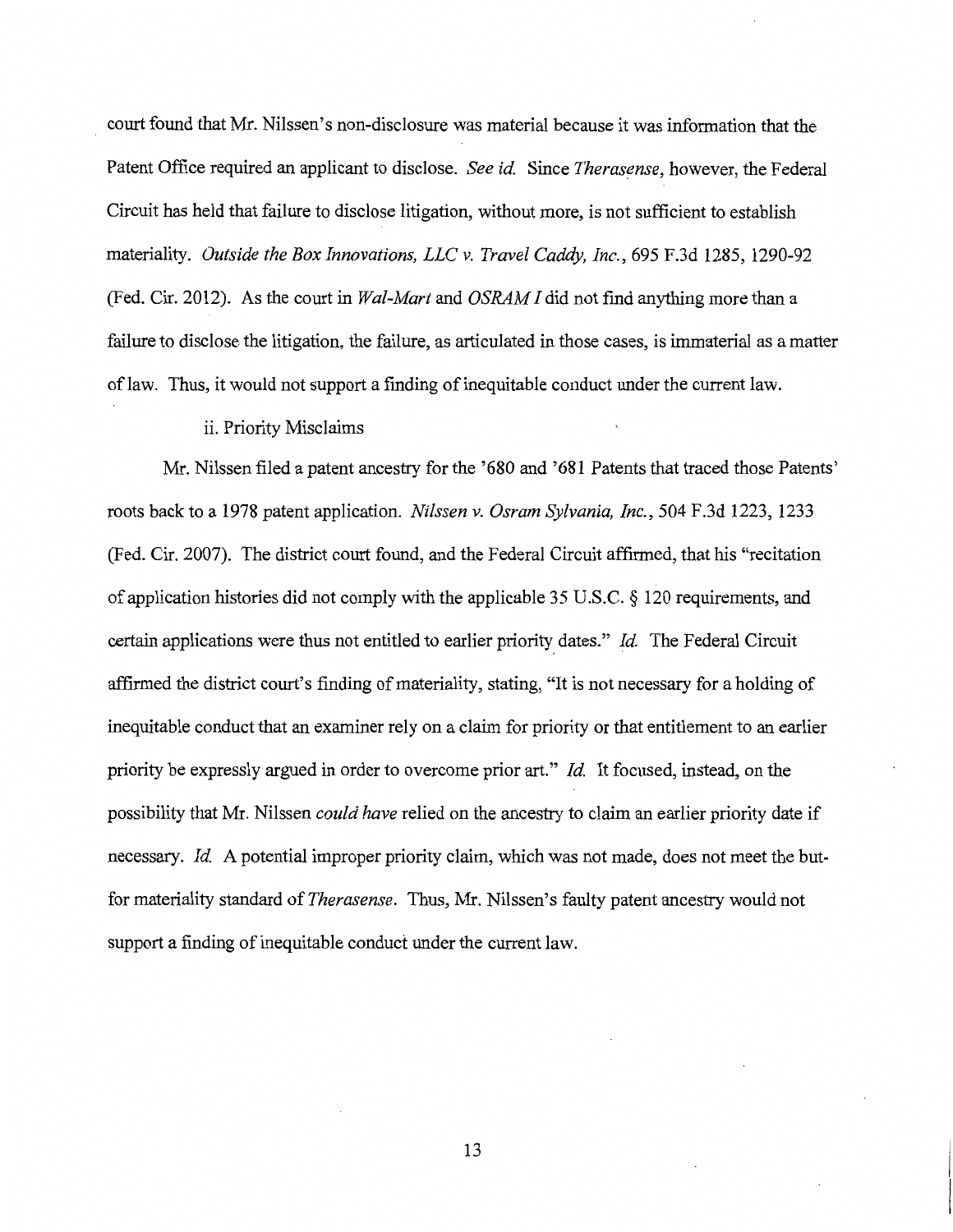court found that Mr. Nilssen's non-disclosure was material because it was information that the Patent Office required an applicant to disclose. *See id.* Since *Therasense*, however, the Federal Circuit has held that failure to disclose litigation, without more, is not sufficient to establish materiality. *Outside the Box Innovations, LLC v. Travel Caddy, Inc.*, 695 F.3d 1285, 1290-92 (Fed. Cir. 2012). As the court in *Wal-Mart* and *OSRAM I* did not find anything more than a failure to disclose the litigation, the failure, as articulated in those cases, is immaterial as a matter of law. Thus, it would not support a finding of inequitable conduct under the current law.

ii. Priority Misclaims

Mr. Nilssen filed a patent ancestry for the '680 and '681 Patents that traced those Patents' roots back to a 1978 patent application. *Nilssen v. Osram Sylvania, Inc.*, 504 F.3d 1223, 1233 (Fed. Cir. 2007). The district court found, and the Federal Circuit affirmed, that his "recitation of application histories did not comply with the applicable 35 U.S.C. § 120 requirements, and certain applications were thus not entitled to earlier priority dates." *Id.* The Federal Circuit affirmed the district court's finding of materiality, stating, "It is not necessary for a holding of inequitable conduct that an examiner rely on a claim for priority or that entitlement to an earlier priority be expressly argued in order to overcome prior art." *Id.* It focused, instead, on the possibility that Mr. Nilssen *could have* relied on the ancestry to claim an earlier priority date if necessary. *Id.* A potential improper priority claim, which was not made, does not meet the but-for materiality standard of *Therasense*. Thus, Mr. Nilssen's faulty patent ancestry would not support a finding of inequitable conduct under the current law.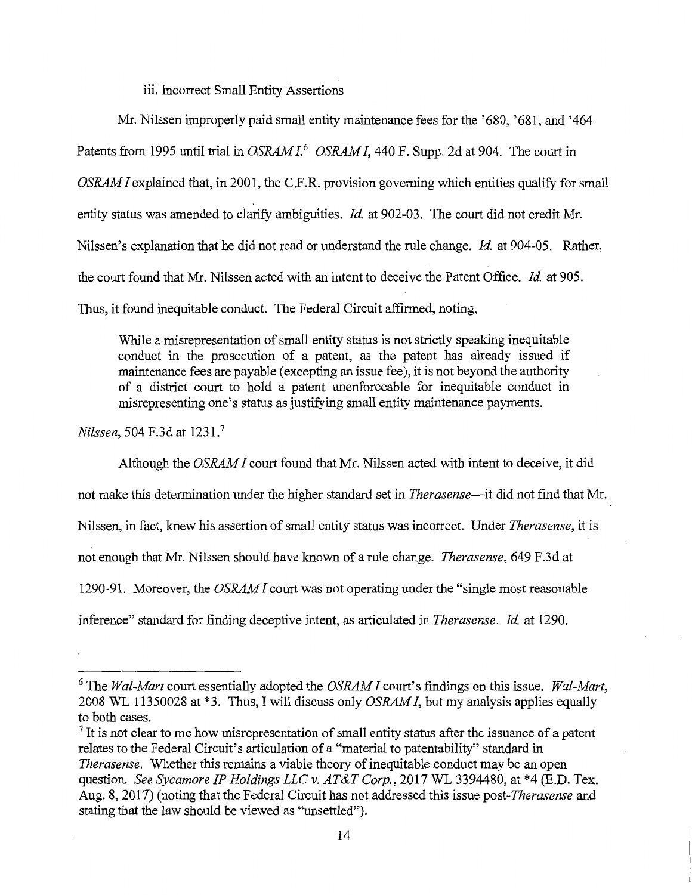iii. Incorrect Small Entity Assertions

Mr. Nilssen improperly paid small entity maintenance fees for the '680, '681, and '464 Patents from 1995 until trial in *OSRAM I*.[6] *OSRAM I*, 440 F. Supp. 2d at 904. The court in *OSRAM I* explained that, in 2001, the C.F.R. provision governing which entities qualify for small entity status was amended to clarify ambiguities. *Id.* at 902-03. The court did not credit Mr. Nilssen's explanation that he did not read or understand the rule change. *Id.* at 904-05. Rather, the court found that Mr. Nilssen acted with an intent to deceive the Patent Office. *Id.* at 905. Thus, it found inequitable conduct. The Federal Circuit affirmed, noting,

> While a misrepresentation of small entity status is not strictly speaking inequitable conduct in the prosecution of a patent, as the patent has already issued if maintenance fees are payable (excepting an issue fee), it is not beyond the authority of a district court to hold a patent unenforceable for inequitable conduct in misrepresenting one's status as justifying small entity maintenance payments.

*Nilssen*, 504 F.3d at 1231.[7]

Although the *OSRAM I* court found that Mr. Nilssen acted with intent to deceive, it did not make this determination under the higher standard set in *Therasense*—it did not find that Mr. Nilssen, in fact, knew his assertion of small entity status was incorrect. Under *Therasense*, it is not enough that Mr. Nilssen should have known of a rule change. *Therasense*, 649 F.3d at 1290-91. Moreover, the *OSRAM I* court was not operating under the "single most reasonable inference" standard for finding deceptive intent, as articulated in *Therasense*. *Id.* at 1290.

---

[6] The *Wal-Mart* court essentially adopted the *OSRAM I* court's findings on this issue. *Wal-Mart*, 2008 WL 11350028 at *3. Thus, I will discuss only *OSRAM I*, but my analysis applies equally to both cases.

[7] It is not clear to me how misrepresentation of small entity status after the issuance of a patent relates to the Federal Circuit's articulation of a "material to patentability" standard in *Therasense*. Whether this remains a viable theory of inequitable conduct may be an open question. *See Sycamore IP Holdings LLC v. AT&T Corp.*, 2017 WL 3394480, at *4 (E.D. Tex. Aug. 8, 2017) (noting that the Federal Circuit has not addressed this issue post-*Therasense* and stating that the law should be viewed as "unsettled").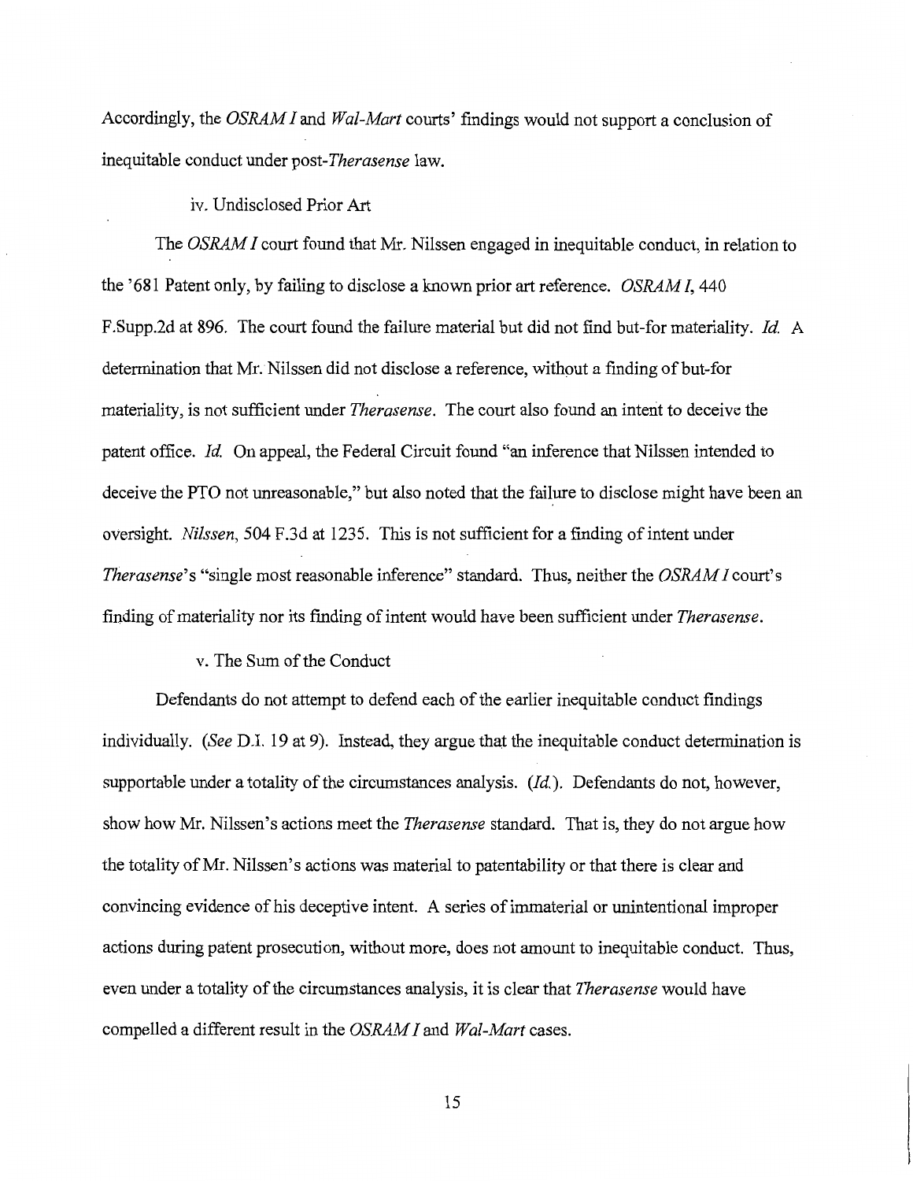Accordingly, the *OSRAM I* and *Wal-Mart* courts' findings would not support a conclusion of inequitable conduct under post-*Therasense* law.

iv. Undisclosed Prior Art

The *OSRAM I* court found that Mr. Nilssen engaged in inequitable conduct, in relation to the '681 Patent only, by failing to disclose a known prior art reference. *OSRAM I*, 440 F.Supp.2d at 896. The court found the failure material but did not find but-for materiality. *Id.* A determination that Mr. Nilssen did not disclose a reference, without a finding of but-for materiality, is not sufficient under *Therasense*. The court also found an intent to deceive the patent office. *Id.* On appeal, the Federal Circuit found "an inference that Nilssen intended to deceive the PTO not unreasonable," but also noted that the failure to disclose might have been an oversight. *Nilssen*, 504 F.3d at 1235. This is not sufficient for a finding of intent under *Therasense*'s "single most reasonable inference" standard. Thus, neither the *OSRAM I* court's finding of materiality nor its finding of intent would have been sufficient under *Therasense*.

v. The Sum of the Conduct

Defendants do not attempt to defend each of the earlier inequitable conduct findings individually. (*See* D.I. 19 at 9). Instead, they argue that the inequitable conduct determination is supportable under a totality of the circumstances analysis. (*Id.*). Defendants do not, however, show how Mr. Nilssen's actions meet the *Therasense* standard. That is, they do not argue how the totality of Mr. Nilssen's actions was material to patentability or that there is clear and convincing evidence of his deceptive intent. A series of immaterial or unintentional improper actions during patent prosecution, without more, does not amount to inequitable conduct. Thus, even under a totality of the circumstances analysis, it is clear that *Therasense* would have compelled a different result in the *OSRAM I* and *Wal-Mart* cases.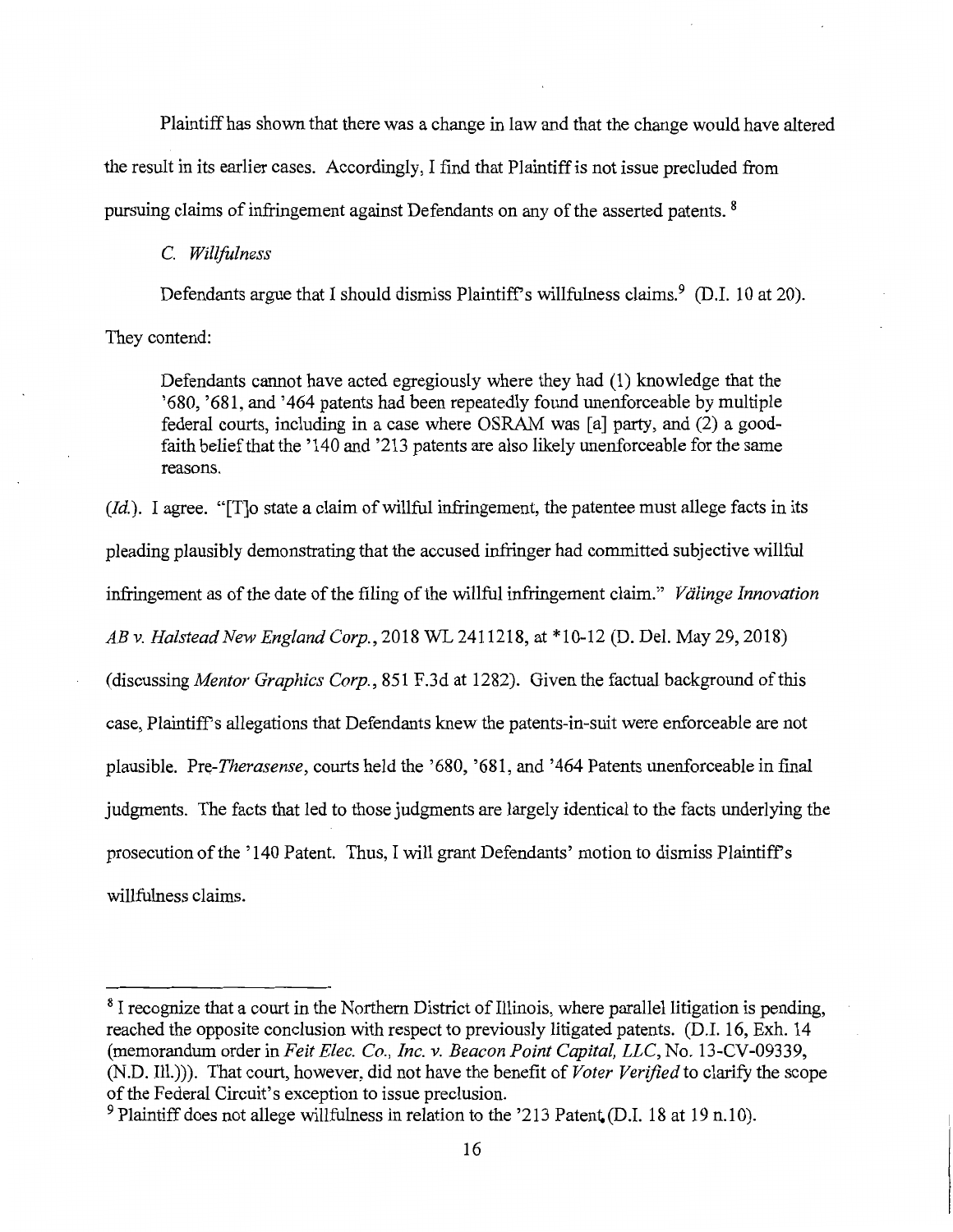Plaintiff has shown that there was a change in law and that the change would have altered the result in its earlier cases. Accordingly, I find that Plaintiff is not issue precluded from pursuing claims of infringement against Defendants on any of the asserted patents. [8]

### *C. Willfulness*

Defendants argue that I should dismiss Plaintiff's willfulness claims.[9] (D.I. 10 at 20). They contend:

> Defendants cannot have acted egregiously where they had (1) knowledge that the '680, '681, and '464 patents had been repeatedly found unenforceable by multiple federal courts, including in a case where OSRAM was [a] party, and (2) a good-faith belief that the '140 and '213 patents are also likely unenforceable for the same reasons.

(*Id.*). I agree. "[T]o state a claim of willful infringement, the patentee must allege facts in its pleading plausibly demonstrating that the accused infringer had committed subjective willful infringement as of the date of the filing of the willful infringement claim." *Välinge Innovation AB v. Halstead New England Corp.*, 2018 WL 2411218, at *10-12 (D. Del. May 29, 2018) (discussing *Mentor Graphics Corp.*, 851 F.3d at 1282). Given the factual background of this case, Plaintiff's allegations that Defendants knew the patents-in-suit were enforceable are not plausible. Pre-*Therasense*, courts held the '680, '681, and '464 Patents unenforceable in final judgments. The facts that led to those judgments are largely identical to the facts underlying the prosecution of the '140 Patent. Thus, I will grant Defendants' motion to dismiss Plaintiff's willfulness claims.

---

[8] I recognize that a court in the Northern District of Illinois, where parallel litigation is pending, reached the opposite conclusion with respect to previously litigated patents. (D.I. 16, Exh. 14 (memorandum order in *Feit Elec. Co., Inc. v. Beacon Point Capital, LLC*, No. 13-CV-09339, (N.D. Ill.))). That court, however, did not have the benefit of *Voter Verified* to clarify the scope of the Federal Circuit's exception to issue preclusion.

[9] Plaintiff does not allege willfulness in relation to the '213 Patent. (D.I. 18 at 19 n.10).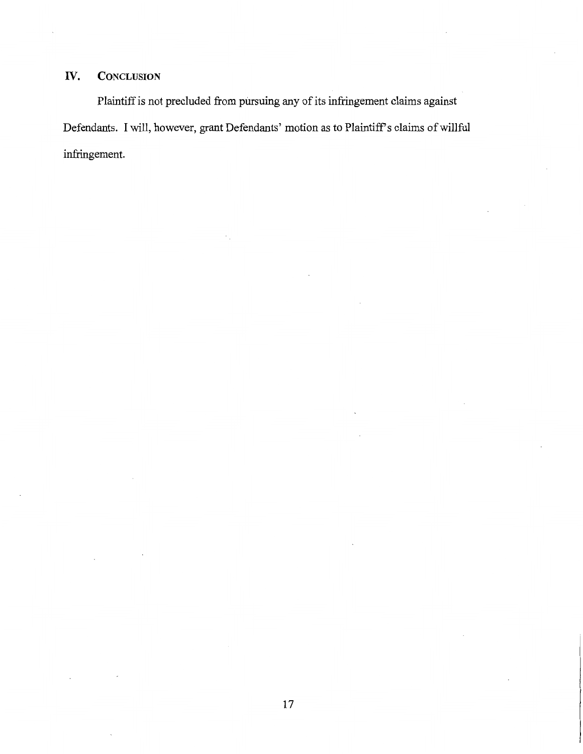## IV. CONCLUSION

Plaintiff is not precluded from pursuing any of its infringement claims against Defendants. I will, however, grant Defendants' motion as to Plaintiff's claims of willful infringement.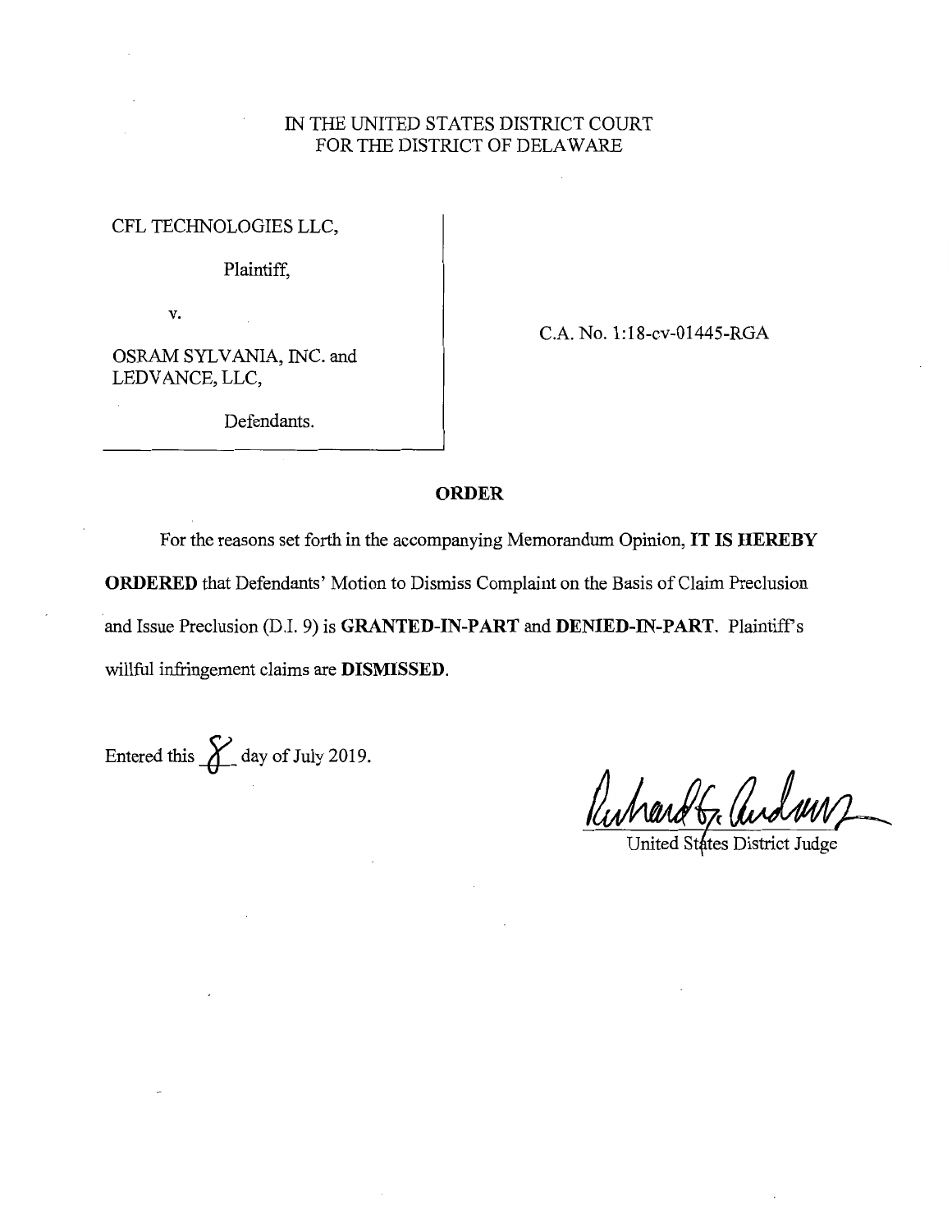IN THE UNITED STATES DISTRICT COURT
FOR THE DISTRICT OF DELAWARE

CFL TECHNOLOGIES LLC,

Plaintiff,

v.

OSRAM SYLVANIA, INC. and
LEDVANCE, LLC,

Defendants.

C.A. No. 1:18-cv-01445-RGA

## ORDER

For the reasons set forth in the accompanying Memorandum Opinion, **IT IS HEREBY ORDERED** that Defendants' Motion to Dismiss Complaint on the Basis of Claim Preclusion and Issue Preclusion (D.I. 9) is **GRANTED-IN-PART** and **DENIED-IN-PART**. Plaintiff's willful infringement claims are **DISMISSED**.

Entered this 8 day of July 2019.

United States District Judge